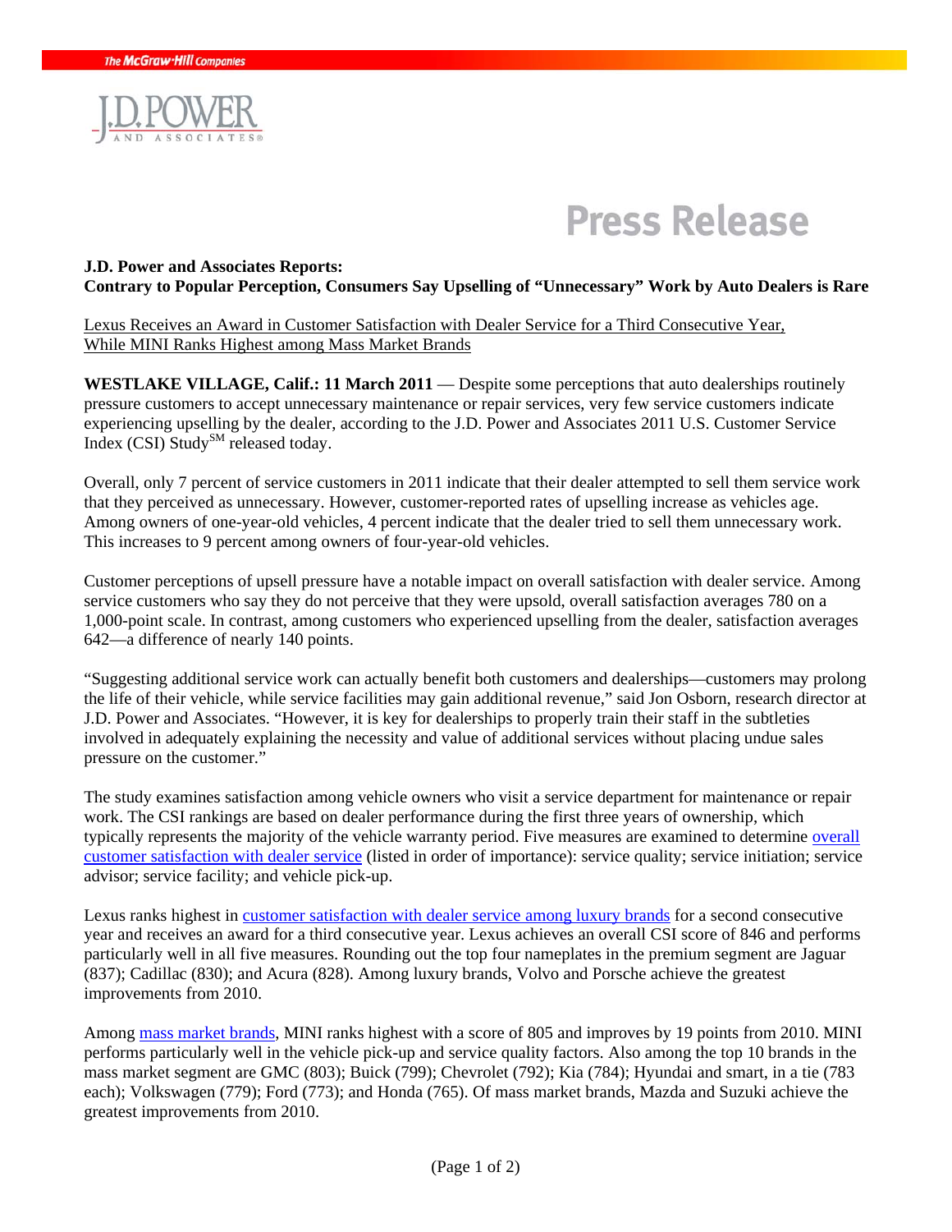The McGraw-Hill Companies

J.D. POWER AND ASSOCIATES

# Press Release

**J.D. Power and Associates Reports:**
**Contrary to Popular Perception, Consumers Say Upselling of "Unnecessary" Work by Auto Dealers is Rare**

Lexus Receives an Award in Customer Satisfaction with Dealer Service for a Third Consecutive Year, While MINI Ranks Highest among Mass Market Brands

**WESTLAKE VILLAGE, Calif.: 11 March 2011** — Despite some perceptions that auto dealerships routinely pressure customers to accept unnecessary maintenance or repair services, very few service customers indicate experiencing upselling by the dealer, according to the J.D. Power and Associates 2011 U.S. Customer Service Index (CSI) Study[SM] released today.

Overall, only 7 percent of service customers in 2011 indicate that their dealer attempted to sell them service work that they perceived as unnecessary. However, customer-reported rates of upselling increase as vehicles age. Among owners of one-year-old vehicles, 4 percent indicate that the dealer tried to sell them unnecessary work. This increases to 9 percent among owners of four-year-old vehicles.

Customer perceptions of upsell pressure have a notable impact on overall satisfaction with dealer service. Among service customers who say they do not perceive that they were upsold, overall satisfaction averages 780 on a 1,000-point scale. In contrast, among customers who experienced upselling from the dealer, satisfaction averages 642—a difference of nearly 140 points.

"Suggesting additional service work can actually benefit both customers and dealerships—customers may prolong the life of their vehicle, while service facilities may gain additional revenue," said Jon Osborn, research director at J.D. Power and Associates. "However, it is key for dealerships to properly train their staff in the subtleties involved in adequately explaining the necessity and value of additional services without placing undue sales pressure on the customer."

The study examines satisfaction among vehicle owners who visit a service department for maintenance or repair work. The CSI rankings are based on dealer performance during the first three years of ownership, which typically represents the majority of the vehicle warranty period. Five measures are examined to determine overall customer satisfaction with dealer service (listed in order of importance): service quality; service initiation; service advisor; service facility; and vehicle pick-up.

Lexus ranks highest in customer satisfaction with dealer service among luxury brands for a second consecutive year and receives an award for a third consecutive year. Lexus achieves an overall CSI score of 846 and performs particularly well in all five measures. Rounding out the top four nameplates in the premium segment are Jaguar (837); Cadillac (830); and Acura (828). Among luxury brands, Volvo and Porsche achieve the greatest improvements from 2010.

Among mass market brands, MINI ranks highest with a score of 805 and improves by 19 points from 2010. MINI performs particularly well in the vehicle pick-up and service quality factors. Also among the top 10 brands in the mass market segment are GMC (803); Buick (799); Chevrolet (792); Kia (784); Hyundai and smart, in a tie (783 each); Volkswagen (779); Ford (773); and Honda (765). Of mass market brands, Mazda and Suzuki achieve the greatest improvements from 2010.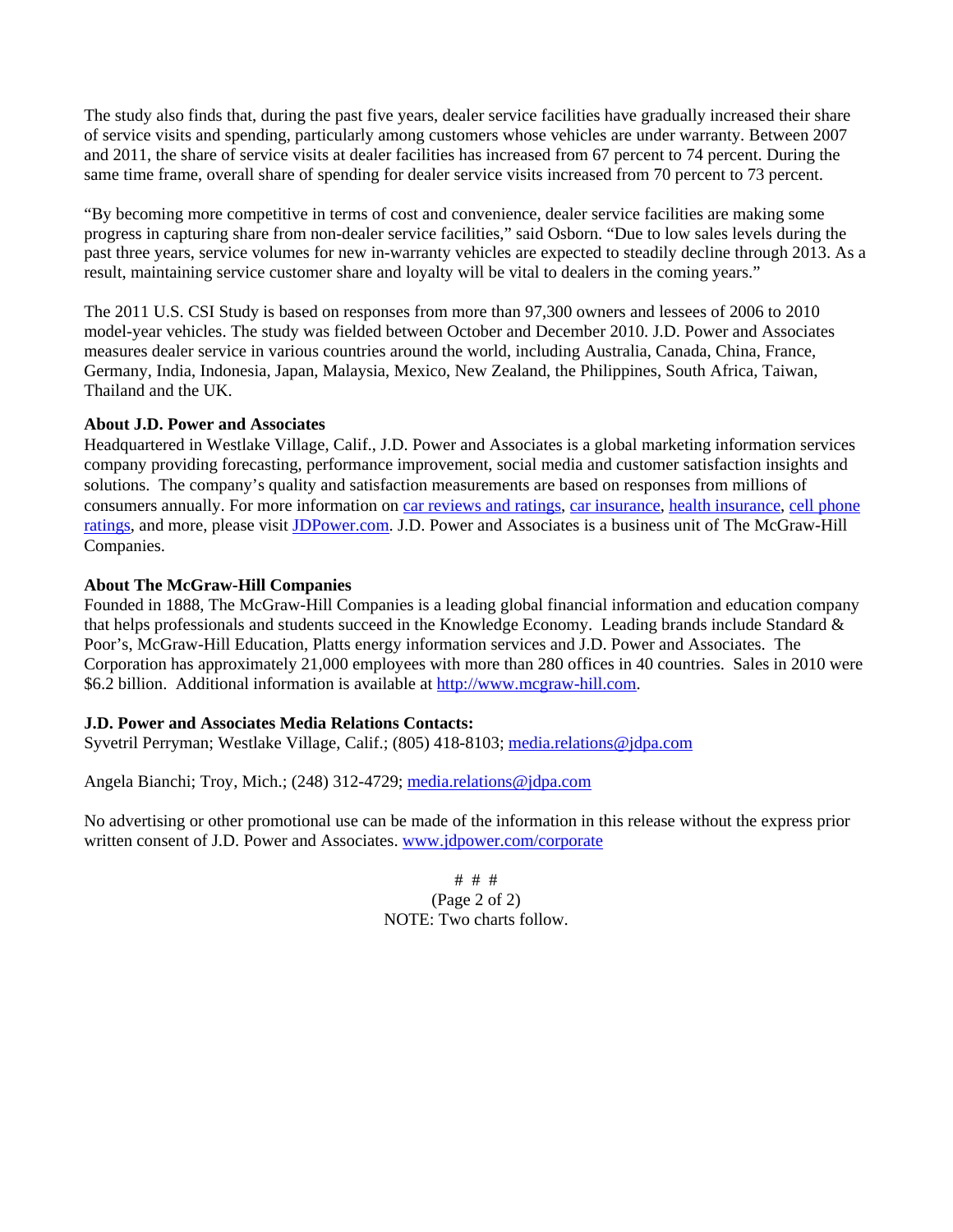The study also finds that, during the past five years, dealer service facilities have gradually increased their share of service visits and spending, particularly among customers whose vehicles are under warranty. Between 2007 and 2011, the share of service visits at dealer facilities has increased from 67 percent to 74 percent. During the same time frame, overall share of spending for dealer service visits increased from 70 percent to 73 percent.

"By becoming more competitive in terms of cost and convenience, dealer service facilities are making some progress in capturing share from non-dealer service facilities," said Osborn. "Due to low sales levels during the past three years, service volumes for new in-warranty vehicles are expected to steadily decline through 2013. As a result, maintaining service customer share and loyalty will be vital to dealers in the coming years."

The 2011 U.S. CSI Study is based on responses from more than 97,300 owners and lessees of 2006 to 2010 model-year vehicles. The study was fielded between October and December 2010. J.D. Power and Associates measures dealer service in various countries around the world, including Australia, Canada, China, France, Germany, India, Indonesia, Japan, Malaysia, Mexico, New Zealand, the Philippines, South Africa, Taiwan, Thailand and the UK.

**About J.D. Power and Associates**
Headquartered in Westlake Village, Calif., J.D. Power and Associates is a global marketing information services company providing forecasting, performance improvement, social media and customer satisfaction insights and solutions. The company's quality and satisfaction measurements are based on responses from millions of consumers annually. For more information on car reviews and ratings, car insurance, health insurance, cell phone ratings, and more, please visit JDPower.com. J.D. Power and Associates is a business unit of The McGraw-Hill Companies.

**About The McGraw-Hill Companies**
Founded in 1888, The McGraw-Hill Companies is a leading global financial information and education company that helps professionals and students succeed in the Knowledge Economy. Leading brands include Standard & Poor's, McGraw-Hill Education, Platts energy information services and J.D. Power and Associates. The Corporation has approximately 21,000 employees with more than 280 offices in 40 countries. Sales in 2010 were $6.2 billion. Additional information is available at http://www.mcgraw-hill.com.

**J.D. Power and Associates Media Relations Contacts:**
Syvetril Perryman; Westlake Village, Calif.; (805) 418-8103; media.relations@jdpa.com

Angela Bianchi; Troy, Mich.; (248) 312-4729; media.relations@jdpa.com

No advertising or other promotional use can be made of the information in this release without the express prior written consent of J.D. Power and Associates. www.jdpower.com/corporate

# # #

NOTE: Two charts follow.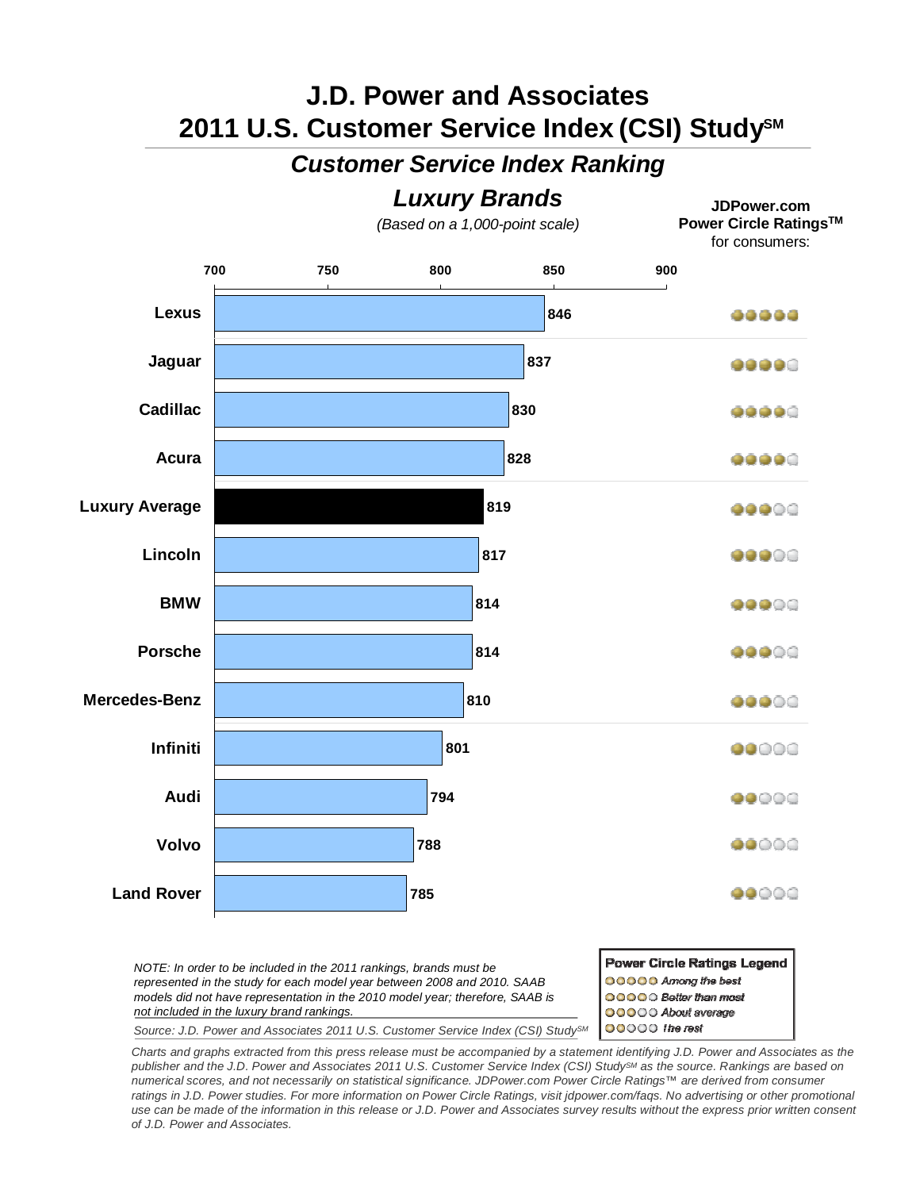# J.D. Power and Associates
# 2011 U.S. Customer Service Index (CSI) Study[SM]

## *Customer Service Index Ranking*

## *Luxury Brands*

*(Based on a 1,000-point scale)*

**JDPower.com Power Circle Ratings[TM]** for consumers:

| Brand | Score | Power Circle Rating |
|---|---|---|
| Lexus | 846 | 5 |
| Jaguar | 837 | 4 |
| Cadillac | 830 | 4 |
| Acura | 828 | 4 |
| **Luxury Average** | 819 | 3 |
| Lincoln | 817 | 3 |
| BMW | 814 | 3 |
| Porsche | 814 | 3 |
| Mercedes-Benz | 810 | 3 |
| Infiniti | 801 | 2 |
| Audi | 794 | 2 |
| Volvo | 788 | 2 |
| Land Rover | 785 | 2 |

*NOTE: In order to be included in the 2011 rankings, brands must be represented in the study for each model year between 2008 and 2010. SAAB models did not have representation in the 2010 model year; therefore, SAAB is not included in the luxury brand rankings.*

*Source: J.D. Power and Associates 2011 U.S. Customer Service Index (CSI) Study[SM]*

**Power Circle Ratings Legend**
- 5 circles: *Among the best*
- 4 circles: *Better than most*
- 3 circles: *About average*
- 2 circles: *The rest*

*Charts and graphs extracted from this press release must be accompanied by a statement identifying J.D. Power and Associates as the publisher and the J.D. Power and Associates 2011 U.S. Customer Service Index (CSI) Study[SM] as the source. Rankings are based on numerical scores, and not necessarily on statistical significance. JDPower.com Power Circle Ratings™ are derived from consumer ratings in J.D. Power studies. For more information on Power Circle Ratings, visit jdpower.com/faqs. No advertising or other promotional use can be made of the information in this release or J.D. Power and Associates survey results without the express prior written consent of J.D. Power and Associates.*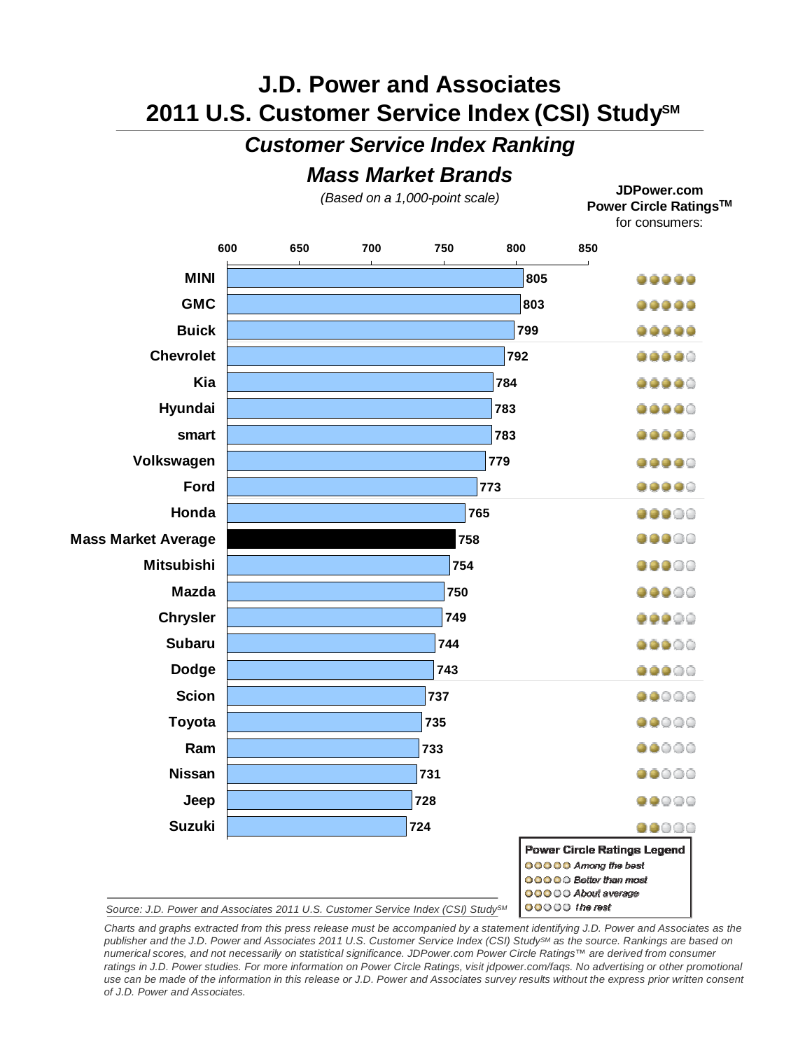# J.D. Power and Associates
# 2011 U.S. Customer Service Index (CSI) Study[SM]

## *Customer Service Index Ranking*
## *Mass Market Brands*

*(Based on a 1,000-point scale)*

**JDPower.com**
**Power Circle Ratings[TM]**
for consumers:

600
650
700
750
800
850

MINI 805
GMC 803
Buick 799
Chevrolet 792
Kia 784
Hyundai 783
smart 783
Volkswagen 779
Ford 773
Honda 765
Mass Market Average 758
Mitsubishi 754
Mazda 750
Chrysler 749
Subaru 744
Dodge 743
Scion 737
Toyota 735
Ram 733
Nissan 731
Jeep 728
Suzuki 724

**Power Circle Ratings Legend**
*Among the best*
*Better than most*
*About average*
*The rest*

*Source: J.D. Power and Associates 2011 U.S. Customer Service Index (CSI) Study[SM]*

*Charts and graphs extracted from this press release must be accompanied by a statement identifying J.D. Power and Associates as the publisher and the J.D. Power and Associates 2011 U.S. Customer Service Index (CSI) Study[SM] as the source. Rankings are based on numerical scores, and not necessarily on statistical significance. JDPower.com Power Circle Ratings™ are derived from consumer ratings in J.D. Power studies. For more information on Power Circle Ratings, visit jdpower.com/faqs. No advertising or other promotional use can be made of the information in this release or J.D. Power and Associates survey results without the express prior written consent of J.D. Power and Associates.*